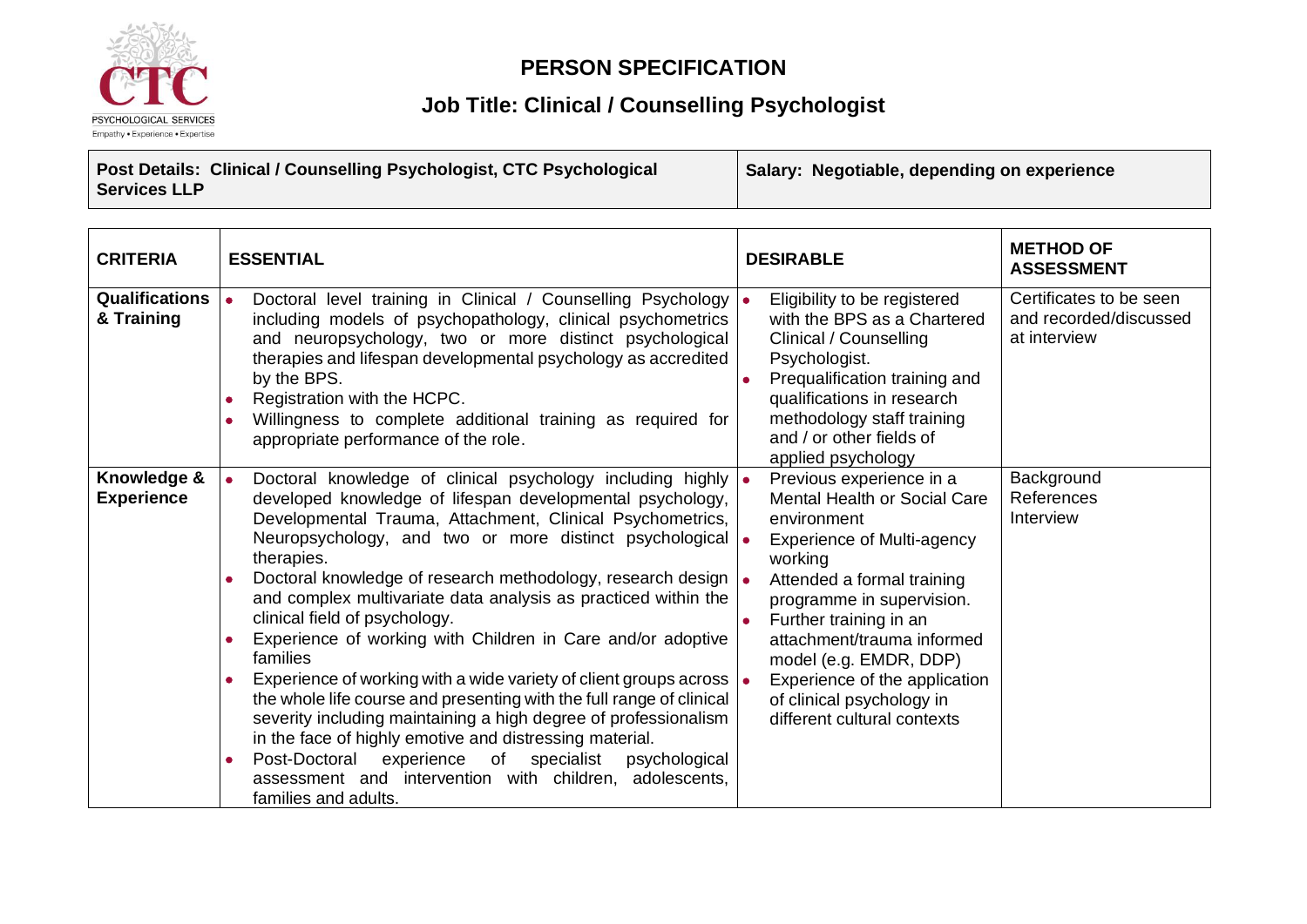# PERSON SPECIFICATION

## Job Title: Clinical / Counselling Psychologist

| **Post Details: Clinical / Counselling Psychologist, CTC Psychological Services LLP** | **Salary: Negotiable, depending on experience** |
|---|---|

| **CRITERIA** | **ESSENTIAL** | **DESIRABLE** | **METHOD OF ASSESSMENT** |
|---|---|---|---|
| **Qualifications & Training** | • Doctoral level training in Clinical / Counselling Psychology including models of psychopathology, clinical psychometrics and neuropsychology, two or more distinct psychological therapies and lifespan developmental psychology as accredited by the BPS.<br>• Registration with the HCPC.<br>• Willingness to complete additional training as required for appropriate performance of the role. | • Eligibility to be registered with the BPS as a Chartered Clinical / Counselling Psychologist.<br>• Prequalification training and qualifications in research methodology staff training and / or other fields of applied psychology | Certificates to be seen and recorded/discussed at interview |
| **Knowledge & Experience** | • Doctoral knowledge of clinical psychology including highly developed knowledge of lifespan developmental psychology, Developmental Trauma, Attachment, Clinical Psychometrics, Neuropsychology, and two or more distinct psychological therapies.<br>• Doctoral knowledge of research methodology, research design and complex multivariate data analysis as practiced within the clinical field of psychology.<br>• Experience of working with Children in Care and/or adoptive families<br>• Experience of working with a wide variety of client groups across the whole life course and presenting with the full range of clinical severity including maintaining a high degree of professionalism in the face of highly emotive and distressing material.<br>• Post-Doctoral experience of specialist psychological assessment and intervention with children, adolescents, families and adults. | • Previous experience in a Mental Health or Social Care environment<br>• Experience of Multi-agency working<br>• Attended a formal training programme in supervision.<br>• Further training in an attachment/trauma informed model (e.g. EMDR, DDP)<br>• Experience of the application of clinical psychology in different cultural contexts | Background<br>References<br>Interview |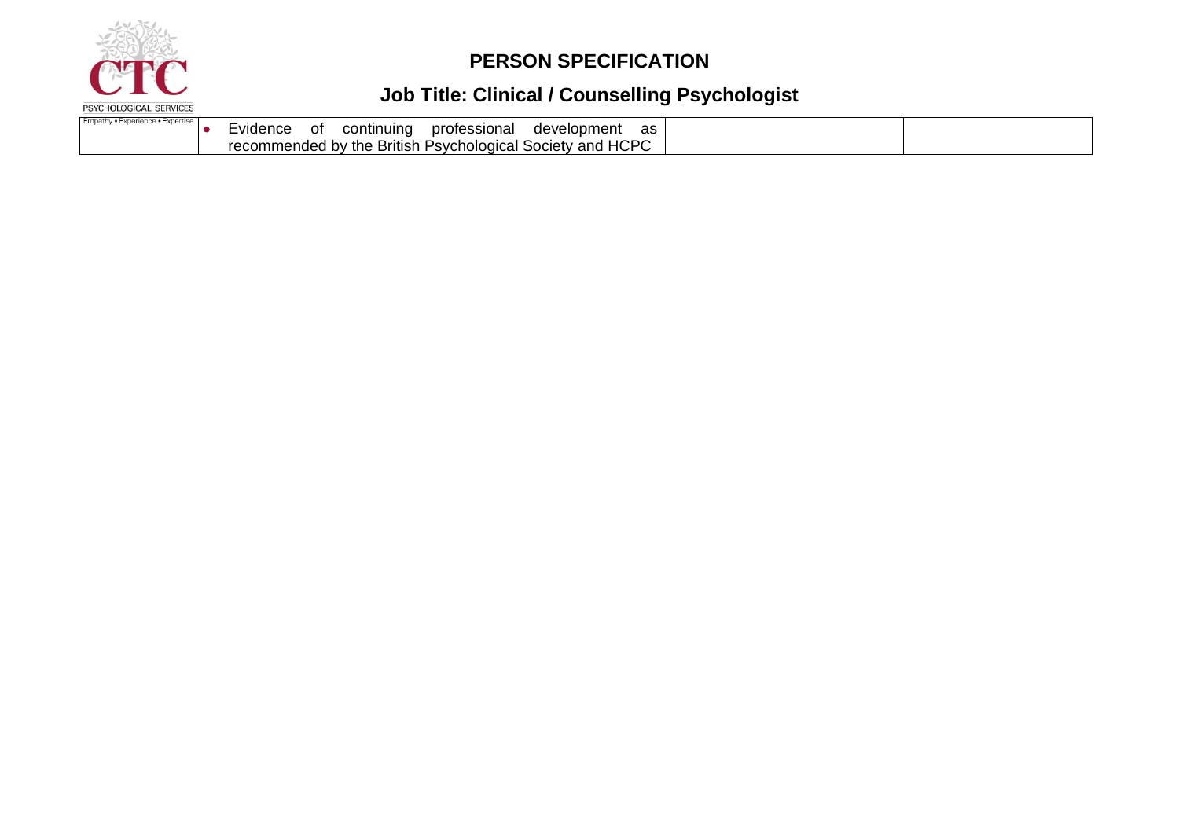# PERSON SPECIFICATION

## Job Title: Clinical / Counselling Psychologist

| | | | |
|---|---|---|---|
| | • Evidence of continuing professional development as recommended by the British Psychological Society and HCPC | | |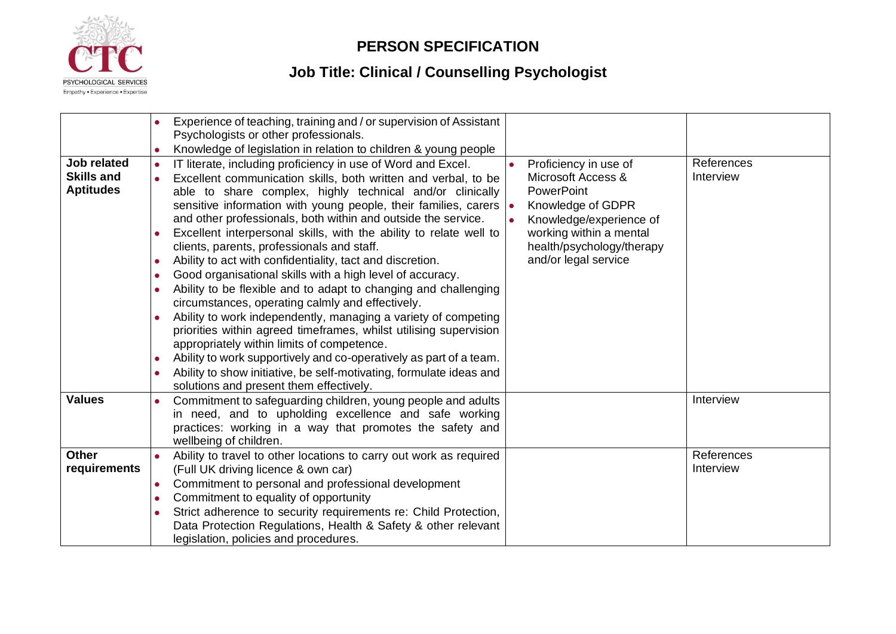# PERSON SPECIFICATION

## Job Title: Clinical / Counselling Psychologist

| | | | |
|---|---|---|---|
| | • Experience of teaching, training and / or supervision of Assistant Psychologists or other professionals.<br>• Knowledge of legislation in relation to children & young people | | |
| **Job related Skills and Aptitudes** | • IT literate, including proficiency in use of Word and Excel.<br>• Excellent communication skills, both written and verbal, to be able to share complex, highly technical and/or clinically sensitive information with young people, their families, carers and other professionals, both within and outside the service.<br>• Excellent interpersonal skills, with the ability to relate well to clients, parents, professionals and staff.<br>• Ability to act with confidentiality, tact and discretion.<br>• Good organisational skills with a high level of accuracy.<br>• Ability to be flexible and to adapt to changing and challenging circumstances, operating calmly and effectively.<br>• Ability to work independently, managing a variety of competing priorities within agreed timeframes, whilst utilising supervision appropriately within limits of competence.<br>• Ability to work supportively and co-operatively as part of a team.<br>• Ability to show initiative, be self-motivating, formulate ideas and solutions and present them effectively. | • Proficiency in use of Microsoft Access & PowerPoint<br>• Knowledge of GDPR<br>• Knowledge/experience of working within a mental health/psychology/therapy and/or legal service | References<br>Interview |
| **Values** | • Commitment to safeguarding children, young people and adults in need, and to upholding excellence and safe working practices: working in a way that promotes the safety and wellbeing of children. | | Interview |
| **Other requirements** | • Ability to travel to other locations to carry out work as required (Full UK driving licence & own car)<br>• Commitment to personal and professional development<br>• Commitment to equality of opportunity<br>• Strict adherence to security requirements re: Child Protection, Data Protection Regulations, Health & Safety & other relevant legislation, policies and procedures. | | References<br>Interview |